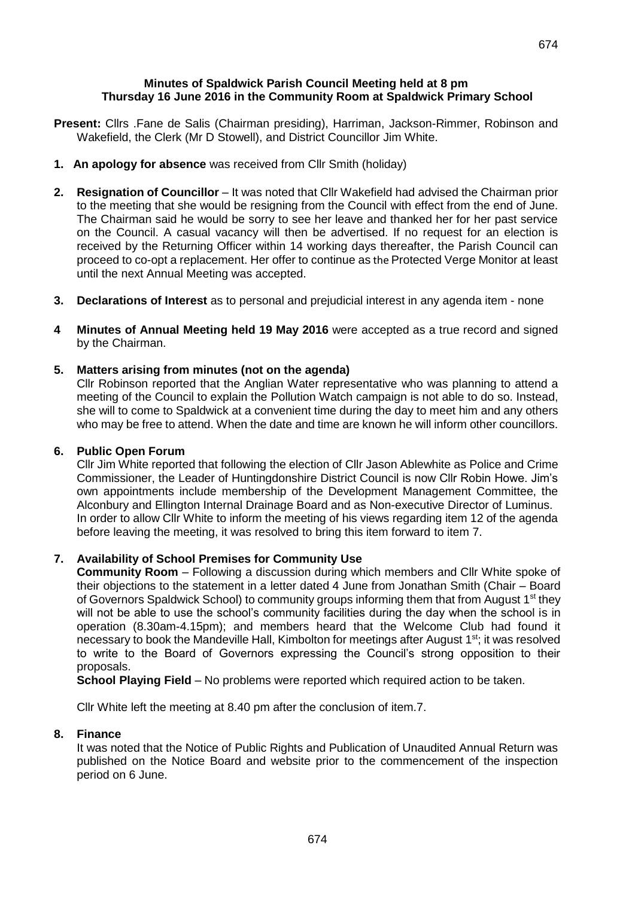**Minutes of Spaldwick Parish Council Meeting held at 8 pm Thursday 16 June 2016 in the Community Room at Spaldwick Primary School**

**Present:** Cllrs .Fane de Salis (Chairman presiding), Harriman, Jackson-Rimmer, Robinson and Wakefield, the Clerk (Mr D Stowell), and District Councillor Jim White.

1. **An apology for absence** was received from Cllr Smith (holiday)

2. **Resignation of Councillor** – It was noted that Cllr Wakefield had advised the Chairman prior to the meeting that she would be resigning from the Council with effect from the end of June. The Chairman said he would be sorry to see her leave and thanked her for her past service on the Council. A casual vacancy will then be advertised. If no request for an election is received by the Returning Officer within 14 working days thereafter, the Parish Council can proceed to co-opt a replacement. Her offer to continue as the Protected Verge Monitor at least until the next Annual Meeting was accepted.

3. **Declarations of Interest** as to personal and prejudicial interest in any agenda item - none

4. **Minutes of Annual Meeting held 19 May 2016** were accepted as a true record and signed by the Chairman.

5. **Matters arising from minutes (not on the agenda)**

   Cllr Robinson reported that the Anglian Water representative who was planning to attend a meeting of the Council to explain the Pollution Watch campaign is not able to do so. Instead, she will to come to Spaldwick at a convenient time during the day to meet him and any others who may be free to attend. When the date and time are known he will inform other councillors.

6. **Public Open Forum**

   Cllr Jim White reported that following the election of Cllr Jason Ablewhite as Police and Crime Commissioner, the Leader of Huntingdonshire District Council is now Cllr Robin Howe. Jim's own appointments include membership of the Development Management Committee, the Alconbury and Ellington Internal Drainage Board and as Non-executive Director of Luminus. In order to allow Cllr White to inform the meeting of his views regarding item 12 of the agenda before leaving the meeting, it was resolved to bring this item forward to item 7.

7. **Availability of School Premises for Community Use**

   **Community Room** – Following a discussion during which members and Cllr White spoke of their objections to the statement in a letter dated 4 June from Jonathan Smith (Chair – Board of Governors Spaldwick School) to community groups informing them that from August 1st they will not be able to use the school's community facilities during the day when the school is in operation (8.30am-4.15pm); and members heard that the Welcome Club had found it necessary to book the Mandeville Hall, Kimbolton for meetings after August 1st; it was resolved to write to the Board of Governors expressing the Council's strong opposition to their proposals.

   **School Playing Field** – No problems were reported which required action to be taken.

   Cllr White left the meeting at 8.40 pm after the conclusion of item.7.

8. **Finance**

   It was noted that the Notice of Public Rights and Publication of Unaudited Annual Return was published on the Notice Board and website prior to the commencement of the inspection period on 6 June.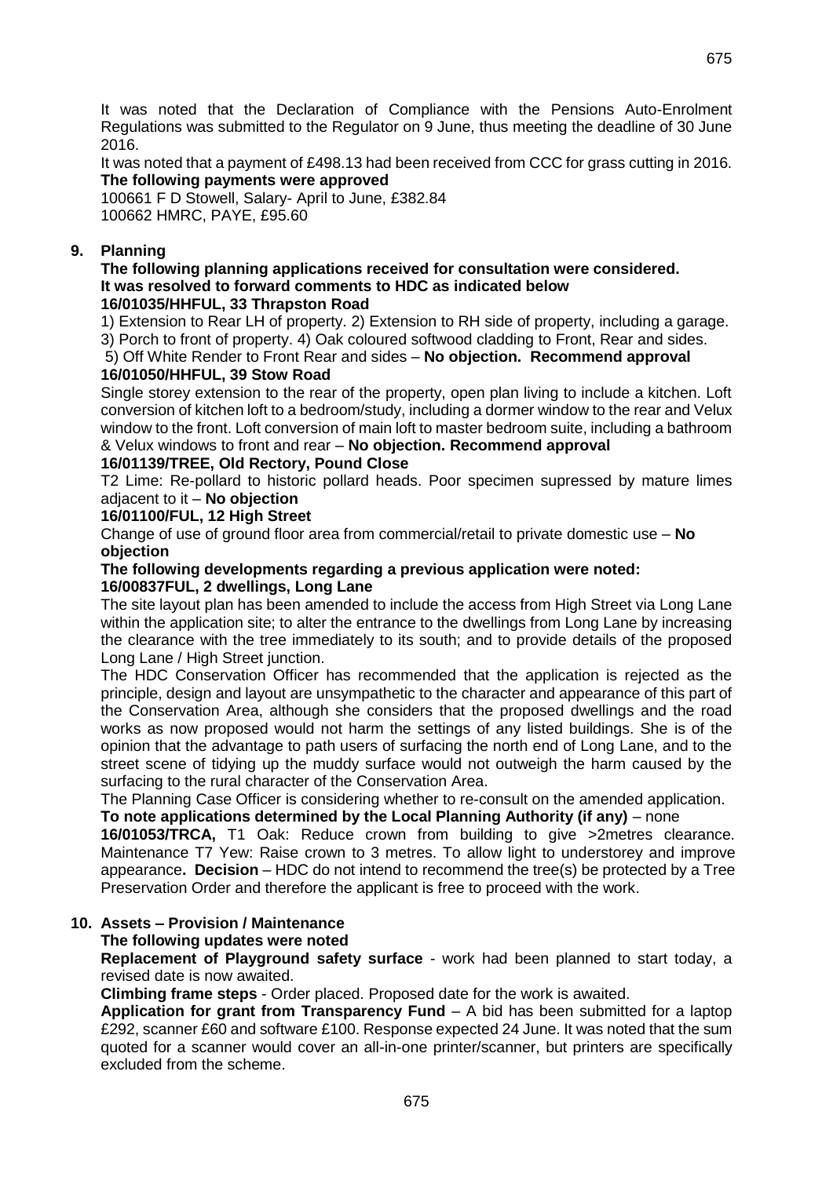It was noted that the Declaration of Compliance with the Pensions Auto-Enrolment Regulations was submitted to the Regulator on 9 June, thus meeting the deadline of 30 June 2016.

It was noted that a payment of £498.13 had been received from CCC for grass cutting in 2016.

**The following payments were approved**

100661 F D Stowell, Salary- April to June, £382.84
100662 HMRC, PAYE, £95.60

## 9. Planning

**The following planning applications received for consultation were considered.**
**It was resolved to forward comments to HDC as indicated below**

**16/01035/HHFUL, 33 Thrapston Road**

1) Extension to Rear LH of property. 2) Extension to RH side of property, including a garage. 3) Porch to front of property. 4) Oak coloured softwood cladding to Front, Rear and sides. 5) Off White Render to Front Rear and sides – **No objection. Recommend approval**

**16/01050/HHFUL, 39 Stow Road**

Single storey extension to the rear of the property, open plan living to include a kitchen. Loft conversion of kitchen loft to a bedroom/study, including a dormer window to the rear and Velux window to the front. Loft conversion of main loft to master bedroom suite, including a bathroom & Velux windows to front and rear – **No objection. Recommend approval**

**16/01139/TREE, Old Rectory, Pound Close**

T2 Lime: Re-pollard to historic pollard heads. Poor specimen supressed by mature limes adjacent to it – **No objection**

**16/01100/FUL, 12 High Street**

Change of use of ground floor area from commercial/retail to private domestic use – **No objection**

**The following developments regarding a previous application were noted:**

**16/00837FUL, 2 dwellings, Long Lane**

The site layout plan has been amended to include the access from High Street via Long Lane within the application site; to alter the entrance to the dwellings from Long Lane by increasing the clearance with the tree immediately to its south; and to provide details of the proposed Long Lane / High Street junction.

The HDC Conservation Officer has recommended that the application is rejected as the principle, design and layout are unsympathetic to the character and appearance of this part of the Conservation Area, although she considers that the proposed dwellings and the road works as now proposed would not harm the settings of any listed buildings. She is of the opinion that the advantage to path users of surfacing the north end of Long Lane, and to the street scene of tidying up the muddy surface would not outweigh the harm caused by the surfacing to the rural character of the Conservation Area.

The Planning Case Officer is considering whether to re-consult on the amended application.

**To note applications determined by the Local Planning Authority (if any)** – none

**16/01053/TRCA,** T1 Oak: Reduce crown from building to give >2metres clearance. Maintenance T7 Yew: Raise crown to 3 metres. To allow light to understorey and improve appearance**. Decision** – HDC do not intend to recommend the tree(s) be protected by a Tree Preservation Order and therefore the applicant is free to proceed with the work.

## 10. Assets – Provision / Maintenance

**The following updates were noted**

**Replacement of Playground safety surface** - work had been planned to start today, a revised date is now awaited.

**Climbing frame steps** - Order placed. Proposed date for the work is awaited.

**Application for grant from Transparency Fund** – A bid has been submitted for a laptop £292, scanner £60 and software £100. Response expected 24 June. It was noted that the sum quoted for a scanner would cover an all-in-one printer/scanner, but printers are specifically excluded from the scheme.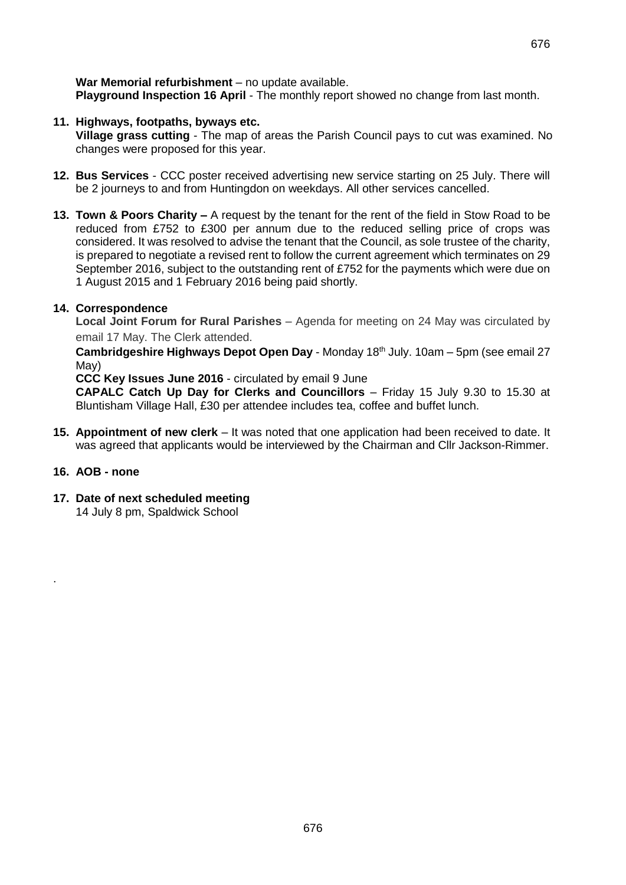**War Memorial refurbishment** – no update available.
**Playground Inspection 16 April** - The monthly report showed no change from last month.

11. **Highways, footpaths, byways etc.**
    **Village grass cutting** - The map of areas the Parish Council pays to cut was examined. No changes were proposed for this year.

12. **Bus Services** - CCC poster received advertising new service starting on 25 July. There will be 2 journeys to and from Huntingdon on weekdays. All other services cancelled.

13. **Town & Poors Charity –** A request by the tenant for the rent of the field in Stow Road to be reduced from £752 to £300 per annum due to the reduced selling price of crops was considered. It was resolved to advise the tenant that the Council, as sole trustee of the charity, is prepared to negotiate a revised rent to follow the current agreement which terminates on 29 September 2016, subject to the outstanding rent of £752 for the payments which were due on 1 August 2015 and 1 February 2016 being paid shortly.

14. **Correspondence**
    **Local Joint Forum for Rural Parishes** – Agenda for meeting on 24 May was circulated by email 17 May. The Clerk attended.
    **Cambridgeshire Highways Depot Open Day** - Monday 18th July. 10am – 5pm (see email 27 May)
    **CCC Key Issues June 2016** - circulated by email 9 June
    **CAPALC Catch Up Day for Clerks and Councillors** – Friday 15 July 9.30 to 15.30 at Bluntisham Village Hall, £30 per attendee includes tea, coffee and buffet lunch.

15. **Appointment of new clerk** – It was noted that one application had been received to date. It was agreed that applicants would be interviewed by the Chairman and Cllr Jackson-Rimmer.

16. **AOB - none**

17. **Date of next scheduled meeting**
    14 July 8 pm, Spaldwick School

.